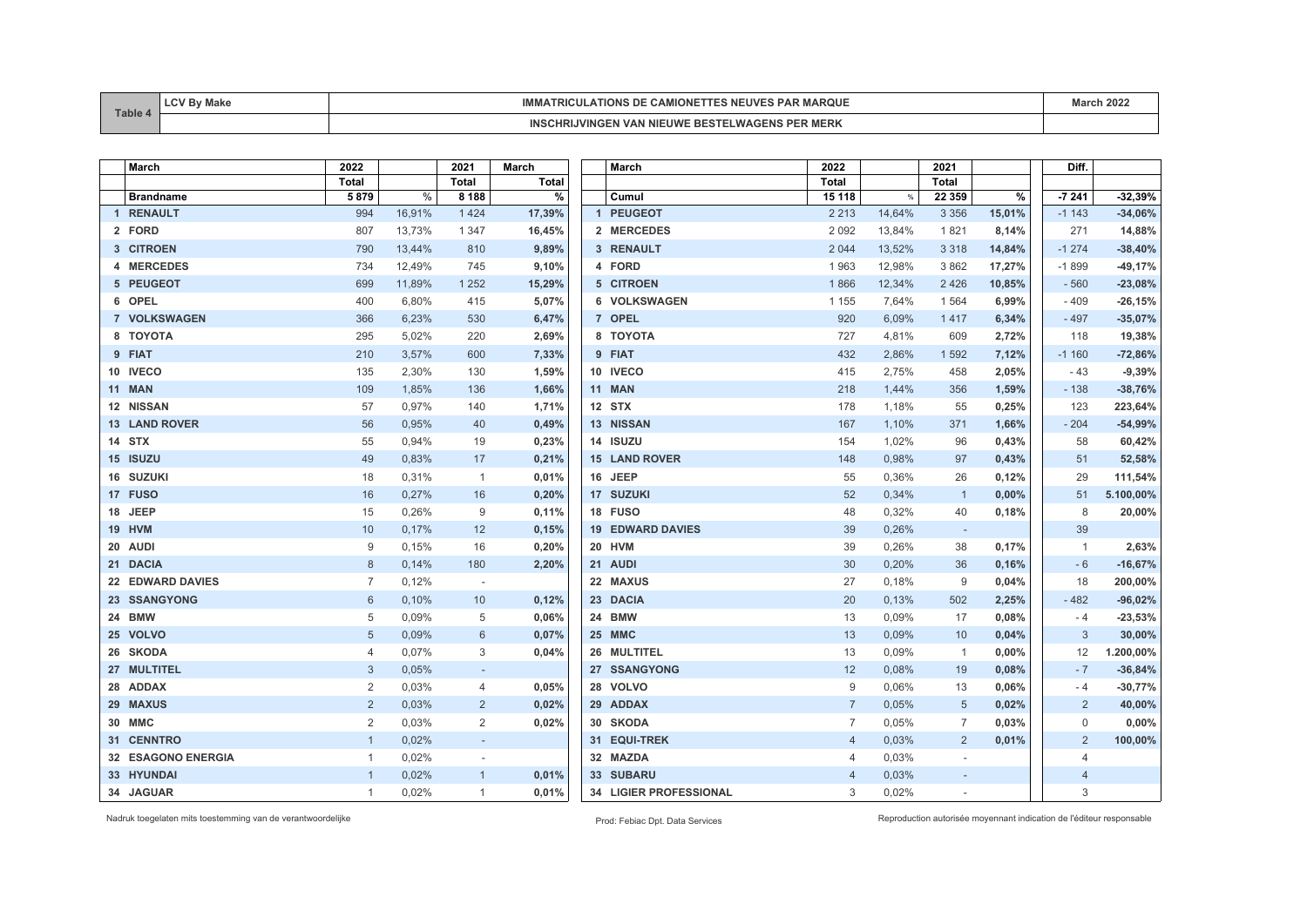| Table 4 | LCV By Make | IMMATRICULATIONS DE CAMIONETTES NEUVES PAR MARQUE | March 2022 |
|---|---|---|---|
| | | INSCHRIJVINGEN VAN NIEUWE BESTELWAGENS PER MERK | |

| | March | 2022 | | 2021 | March |
|---|---|---|---|---|---|
| | | Total | | Total | Total |
| | Brandname | 5 879 | % | 8 188 | % |
| 1 | RENAULT | 994 | 16,91% | 1 424 | 17,39% |
| 2 | FORD | 807 | 13,73% | 1 347 | 16,45% |
| 3 | CITROEN | 790 | 13,44% | 810 | 9,89% |
| 4 | MERCEDES | 734 | 12,49% | 745 | 9,10% |
| 5 | PEUGEOT | 699 | 11,89% | 1 252 | 15,29% |
| 6 | OPEL | 400 | 6,80% | 415 | 5,07% |
| 7 | VOLKSWAGEN | 366 | 6,23% | 530 | 6,47% |
| 8 | TOYOTA | 295 | 5,02% | 220 | 2,69% |
| 9 | FIAT | 210 | 3,57% | 600 | 7,33% |
| 10 | IVECO | 135 | 2,30% | 130 | 1,59% |
| 11 | MAN | 109 | 1,85% | 136 | 1,66% |
| 12 | NISSAN | 57 | 0,97% | 140 | 1,71% |
| 13 | LAND ROVER | 56 | 0,95% | 40 | 0,49% |
| 14 | STX | 55 | 0,94% | 19 | 0,23% |
| 15 | ISUZU | 49 | 0,83% | 17 | 0,21% |
| 16 | SUZUKI | 18 | 0,31% | 1 | 0,01% |
| 17 | FUSO | 16 | 0,27% | 16 | 0,20% |
| 18 | JEEP | 15 | 0,26% | 9 | 0,11% |
| 19 | HVM | 10 | 0,17% | 12 | 0,15% |
| 20 | AUDI | 9 | 0,15% | 16 | 0,20% |
| 21 | DACIA | 8 | 0,14% | 180 | 2,20% |
| 22 | EDWARD DAVIES | 7 | 0,12% | - | |
| 23 | SSANGYONG | 6 | 0,10% | 10 | 0,12% |
| 24 | BMW | 5 | 0,09% | 5 | 0,06% |
| 25 | VOLVO | 5 | 0,09% | 6 | 0,07% |
| 26 | SKODA | 4 | 0,07% | 3 | 0,04% |
| 27 | MULTITEL | 3 | 0,05% | - | |
| 28 | ADDAX | 2 | 0,03% | 4 | 0,05% |
| 29 | MAXUS | 2 | 0,03% | 2 | 0,02% |
| 30 | MMC | 2 | 0,03% | 2 | 0,02% |
| 31 | CENNTRO | 1 | 0,02% | - | |
| 32 | ESAGONO ENERGIA | 1 | 0,02% | - | |
| 33 | HYUNDAI | 1 | 0,02% | 1 | 0,01% |
| 34 | JAGUAR | 1 | 0,02% | 1 | 0,01% |

| | March | 2022 | | 2021 | | Diff. | |
|---|---|---|---|---|---|---|---|
| | | Total | | Total | | | |
| | Cumul | 15 118 | % | 22 359 | % | -7 241 | -32,39% |
| 1 | PEUGEOT | 2 213 | 14,64% | 3 356 | 15,01% | -1 143 | -34,06% |
| 2 | MERCEDES | 2 092 | 13,84% | 1 821 | 8,14% | 271 | 14,88% |
| 3 | RENAULT | 2 044 | 13,52% | 3 318 | 14,84% | -1 274 | -38,40% |
| 4 | FORD | 1 963 | 12,98% | 3 862 | 17,27% | -1 899 | -49,17% |
| 5 | CITROEN | 1 866 | 12,34% | 2 426 | 10,85% | - 560 | -23,08% |
| 6 | VOLKSWAGEN | 1 155 | 7,64% | 1 564 | 6,99% | - 409 | -26,15% |
| 7 | OPEL | 920 | 6,09% | 1 417 | 6,34% | - 497 | -35,07% |
| 8 | TOYOTA | 727 | 4,81% | 609 | 2,72% | 118 | 19,38% |
| 9 | FIAT | 432 | 2,86% | 1 592 | 7,12% | -1 160 | -72,86% |
| 10 | IVECO | 415 | 2,75% | 458 | 2,05% | - 43 | -9,39% |
| 11 | MAN | 218 | 1,44% | 356 | 1,59% | - 138 | -38,76% |
| 12 | STX | 178 | 1,18% | 55 | 0,25% | 123 | 223,64% |
| 13 | NISSAN | 167 | 1,10% | 371 | 1,66% | - 204 | -54,99% |
| 14 | ISUZU | 154 | 1,02% | 96 | 0,43% | 58 | 60,42% |
| 15 | LAND ROVER | 148 | 0,98% | 97 | 0,43% | 51 | 52,58% |
| 16 | JEEP | 55 | 0,36% | 26 | 0,12% | 29 | 111,54% |
| 17 | SUZUKI | 52 | 0,34% | 1 | 0,00% | 51 | 5.100,00% |
| 18 | FUSO | 48 | 0,32% | 40 | 0,18% | 8 | 20,00% |
| 19 | EDWARD DAVIES | 39 | 0,26% | - | | 39 | |
| 20 | HVM | 39 | 0,26% | 38 | 0,17% | 1 | 2,63% |
| 21 | AUDI | 30 | 0,20% | 36 | 0,16% | - 6 | -16,67% |
| 22 | MAXUS | 27 | 0,18% | 9 | 0,04% | 18 | 200,00% |
| 23 | DACIA | 20 | 0,13% | 502 | 2,25% | - 482 | -96,02% |
| 24 | BMW | 13 | 0,09% | 17 | 0,08% | - 4 | -23,53% |
| 25 | MMC | 13 | 0,09% | 10 | 0,04% | 3 | 30,00% |
| 26 | MULTITEL | 13 | 0,09% | 1 | 0,00% | 12 | 1.200,00% |
| 27 | SSANGYONG | 12 | 0,08% | 19 | 0,08% | - 7 | -36,84% |
| 28 | VOLVO | 9 | 0,06% | 13 | 0,06% | - 4 | -30,77% |
| 29 | ADDAX | 7 | 0,05% | 5 | 0,02% | 2 | 40,00% |
| 30 | SKODA | 7 | 0,05% | 7 | 0,03% | 0 | 0,00% |
| 31 | EQUI-TREK | 4 | 0,03% | 2 | 0,01% | 2 | 100,00% |
| 32 | MAZDA | 4 | 0,03% | - | | 4 | |
| 33 | SUBARU | 4 | 0,03% | - | | 4 | |
| 34 | LIGIER PROFESSIONAL | 3 | 0,02% | - | | 3 | |

Nadruk toegelaten mits toestemming van de verantwoordelijke

Prod: Febiac Dpt. Data Services

Reproduction autorisée moyennant indication de l'éditeur responsable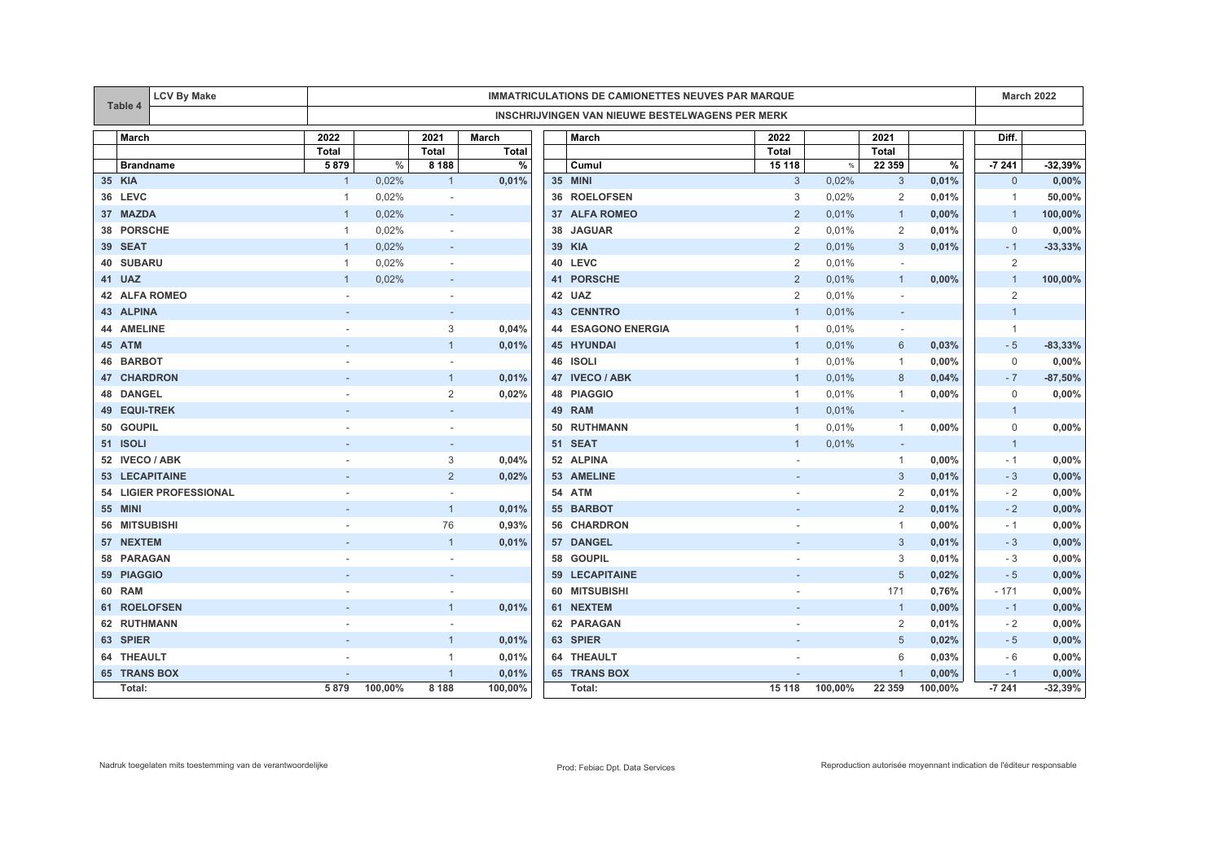| Table 4 | LCV By Make | IMMATRICULATIONS DE CAMIONNETTES NEUVES PAR MARQUE | | | | | | | | | | | | March 2022 |
|---|---|---|---|---|---|---|---|---|---|---|---|---|---|---|
| | | INSCHRIJVINGEN VAN NIEUWE BESTELWAGENS PER MERK | | | | | | | | | | | | |

| | March | 2022 | | 2021 | March | | March | 2022 | | 2021 | | Diff. | |
|---|---|---|---|---|---|---|---|---|---|---|---|---|---|
| | | Total | | Total | Total | | | Total | | Total | | | |
| | Brandname | 5 879 | % | 8 188 | % | | Cumul | 15 118 | % | 22 359 | % | -7 241 | -32,39% |
| 35 | KIA | 1 | 0,02% | 1 | 0,01% | 35 | MINI | 3 | 0,02% | 3 | 0,01% | 0 | 0,00% |
| 36 | LEVC | 1 | 0,02% | - | | 36 | ROELOFSEN | 3 | 0,02% | 2 | 0,01% | 1 | 50,00% |
| 37 | MAZDA | 1 | 0,02% | - | | 37 | ALFA ROMEO | 2 | 0,01% | 1 | 0,00% | 1 | 100,00% |
| 38 | PORSCHE | 1 | 0,02% | - | | 38 | JAGUAR | 2 | 0,01% | 2 | 0,01% | 0 | 0,00% |
| 39 | SEAT | 1 | 0,02% | - | | 39 | KIA | 2 | 0,01% | 3 | 0,01% | - 1 | -33,33% |
| 40 | SUBARU | 1 | 0,02% | - | | 40 | LEVC | 2 | 0,01% | - | | 2 | |
| 41 | UAZ | 1 | 0,02% | - | | 41 | PORSCHE | 2 | 0,01% | 1 | 0,00% | 1 | 100,00% |
| 42 | ALFA ROMEO | - | | - | | 42 | UAZ | 2 | 0,01% | - | | 2 | |
| 43 | ALPINA | - | | - | | 43 | CENNTRO | 1 | 0,01% | - | | 1 | |
| 44 | AMELINE | - | | 3 | 0,04% | 44 | ESAGONO ENERGIA | 1 | 0,01% | - | | 1 | |
| 45 | ATM | - | | 1 | 0,01% | 45 | HYUNDAI | 1 | 0,01% | 6 | 0,03% | - 5 | -83,33% |
| 46 | BARBOT | - | | - | | 46 | ISOLI | 1 | 0,01% | 1 | 0,00% | 0 | 0,00% |
| 47 | CHARDRON | - | | 1 | 0,01% | 47 | IVECO / ABK | 1 | 0,01% | 8 | 0,04% | - 7 | -87,50% |
| 48 | DANGEL | - | | 2 | 0,02% | 48 | PIAGGIO | 1 | 0,01% | 1 | 0,00% | 0 | 0,00% |
| 49 | EQUI-TREK | - | | - | | 49 | RAM | 1 | 0,01% | - | | 1 | |
| 50 | GOUPIL | - | | - | | 50 | RUTHMANN | 1 | 0,01% | 1 | 0,00% | 0 | 0,00% |
| 51 | ISOLI | - | | - | | 51 | SEAT | 1 | 0,01% | - | | 1 | |
| 52 | IVECO / ABK | - | | 3 | 0,04% | 52 | ALPINA | - | | 1 | 0,00% | - 1 | 0,00% |
| 53 | LECAPITAINE | - | | 2 | 0,02% | 53 | AMELINE | - | | 3 | 0,01% | - 3 | 0,00% |
| 54 | LIGIER PROFESSIONAL | - | | - | | 54 | ATM | - | | 2 | 0,01% | - 2 | 0,00% |
| 55 | MINI | - | | 1 | 0,01% | 55 | BARBOT | - | | 2 | 0,01% | - 2 | 0,00% |
| 56 | MITSUBISHI | - | | 76 | 0,93% | 56 | CHARDRON | - | | 1 | 0,00% | - 1 | 0,00% |
| 57 | NEXTEM | - | | 1 | 0,01% | 57 | DANGEL | - | | 3 | 0,01% | - 3 | 0,00% |
| 58 | PARAGAN | - | | - | | 58 | GOUPIL | - | | 3 | 0,01% | - 3 | 0,00% |
| 59 | PIAGGIO | - | | - | | 59 | LECAPITAINE | - | | 5 | 0,02% | - 5 | 0,00% |
| 60 | RAM | - | | - | | 60 | MITSUBISHI | - | | 171 | 0,76% | - 171 | 0,00% |
| 61 | ROELOFSEN | - | | 1 | 0,01% | 61 | NEXTEM | - | | 1 | 0,00% | - 1 | 0,00% |
| 62 | RUTHMANN | - | | - | | 62 | PARAGAN | - | | 2 | 0,01% | - 2 | 0,00% |
| 63 | SPIER | - | | 1 | 0,01% | 63 | SPIER | - | | 5 | 0,02% | - 5 | 0,00% |
| 64 | THEAULT | - | | 1 | 0,01% | 64 | THEAULT | - | | 6 | 0,03% | - 6 | 0,00% |
| 65 | TRANS BOX | - | | 1 | 0,01% | 65 | TRANS BOX | - | | 1 | 0,00% | - 1 | 0,00% |
| | Total: | 5 879 | 100,00% | 8 188 | 100,00% | | Total: | 15 118 | 100,00% | 22 359 | 100,00% | -7 241 | -32,39% |

Nadruk toegelaten mits toestemming van de verantwoordelijke

Prod: Febiac Dpt. Data Services

Reproduction autorisée moyennant indication de l'éditeur responsable